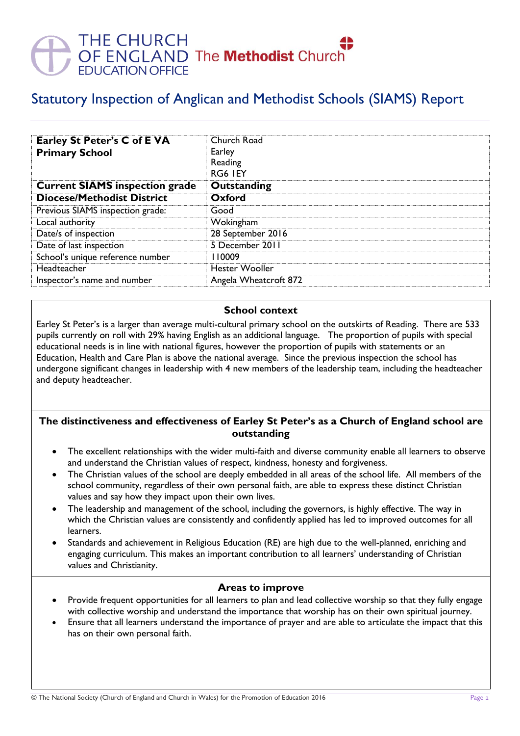THE CHURCH OF ENGLAND EDUCATION OFFICE The **Methodist** Church

# Statutory Inspection of Anglican and Methodist Schools (SIAMS) Report

| **Earley St Peter's C of E VA Primary School** | Church Road<br>Earley<br>Reading<br>RG6 1EY |
|---|---|
| **Current SIAMS inspection grade** | **Outstanding** |
| **Diocese/Methodist District** | **Oxford** |
| Previous SIAMS inspection grade: | Good |
| Local authority | Wokingham |
| Date/s of inspection | 28 September 2016 |
| Date of last inspection | 5 December 2011 |
| School's unique reference number | 110009 |
| Headteacher | Hester Wooller |
| Inspector's name and number | Angela Wheatcroft 872 |

## School context

Earley St Peter's is a larger than average multi-cultural primary school on the outskirts of Reading. There are 533 pupils currently on roll with 29% having English as an additional language. The proportion of pupils with special educational needs is in line with national figures, however the proportion of pupils with statements or an Education, Health and Care Plan is above the national average. Since the previous inspection the school has undergone significant changes in leadership with 4 new members of the leadership team, including the headteacher and deputy headteacher.

## The distinctiveness and effectiveness of Earley St Peter's as a Church of England school are outstanding

- The excellent relationships with the wider multi-faith and diverse community enable all learners to observe and understand the Christian values of respect, kindness, honesty and forgiveness.
- The Christian values of the school are deeply embedded in all areas of the school life. All members of the school community, regardless of their own personal faith, are able to express these distinct Christian values and say how they impact upon their own lives.
- The leadership and management of the school, including the governors, is highly effective. The way in which the Christian values are consistently and confidently applied has led to improved outcomes for all learners.
- Standards and achievement in Religious Education (RE) are high due to the well-planned, enriching and engaging curriculum. This makes an important contribution to all learners' understanding of Christian values and Christianity.

## Areas to improve

- Provide frequent opportunities for all learners to plan and lead collective worship so that they fully engage with collective worship and understand the importance that worship has on their own spiritual journey.
- Ensure that all learners understand the importance of prayer and are able to articulate the impact that this has on their own personal faith.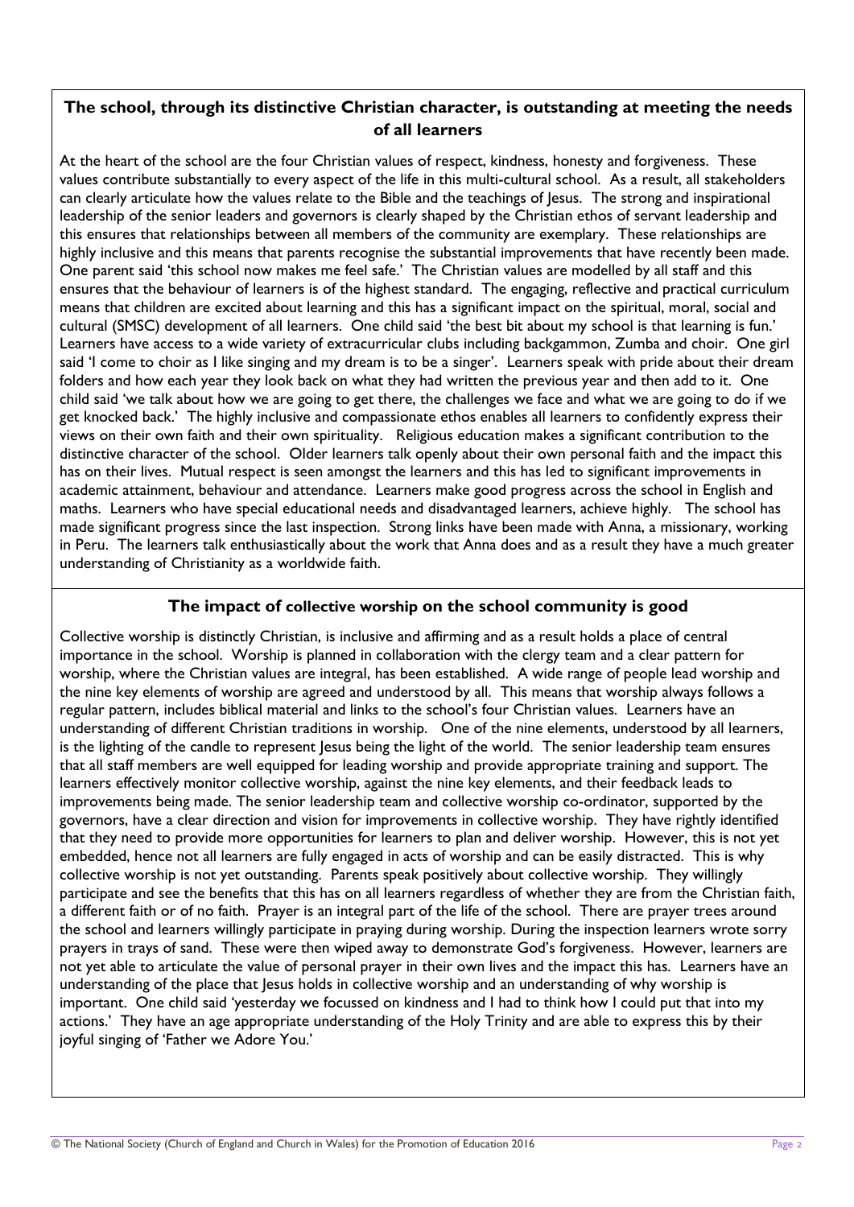## The school, through its distinctive Christian character, is outstanding at meeting the needs of all learners

At the heart of the school are the four Christian values of respect, kindness, honesty and forgiveness. These values contribute substantially to every aspect of the life in this multi-cultural school. As a result, all stakeholders can clearly articulate how the values relate to the Bible and the teachings of Jesus. The strong and inspirational leadership of the senior leaders and governors is clearly shaped by the Christian ethos of servant leadership and this ensures that relationships between all members of the community are exemplary. These relationships are highly inclusive and this means that parents recognise the substantial improvements that have recently been made. One parent said 'this school now makes me feel safe.' The Christian values are modelled by all staff and this ensures that the behaviour of learners is of the highest standard. The engaging, reflective and practical curriculum means that children are excited about learning and this has a significant impact on the spiritual, moral, social and cultural (SMSC) development of all learners. One child said 'the best bit about my school is that learning is fun.' Learners have access to a wide variety of extracurricular clubs including backgammon, Zumba and choir. One girl said 'I come to choir as I like singing and my dream is to be a singer'. Learners speak with pride about their dream folders and how each year they look back on what they had written the previous year and then add to it. One child said 'we talk about how we are going to get there, the challenges we face and what we are going to do if we get knocked back.' The highly inclusive and compassionate ethos enables all learners to confidently express their views on their own faith and their own spirituality. Religious education makes a significant contribution to the distinctive character of the school. Older learners talk openly about their own personal faith and the impact this has on their lives. Mutual respect is seen amongst the learners and this has led to significant improvements in academic attainment, behaviour and attendance. Learners make good progress across the school in English and maths. Learners who have special educational needs and disadvantaged learners, achieve highly. The school has made significant progress since the last inspection. Strong links have been made with Anna, a missionary, working in Peru. The learners talk enthusiastically about the work that Anna does and as a result they have a much greater understanding of Christianity as a worldwide faith.

## The impact of collective worship on the school community is good

Collective worship is distinctly Christian, is inclusive and affirming and as a result holds a place of central importance in the school. Worship is planned in collaboration with the clergy team and a clear pattern for worship, where the Christian values are integral, has been established. A wide range of people lead worship and the nine key elements of worship are agreed and understood by all. This means that worship always follows a regular pattern, includes biblical material and links to the school's four Christian values. Learners have an understanding of different Christian traditions in worship. One of the nine elements, understood by all learners, is the lighting of the candle to represent Jesus being the light of the world. The senior leadership team ensures that all staff members are well equipped for leading worship and provide appropriate training and support. The learners effectively monitor collective worship, against the nine key elements, and their feedback leads to improvements being made. The senior leadership team and collective worship co-ordinator, supported by the governors, have a clear direction and vision for improvements in collective worship. They have rightly identified that they need to provide more opportunities for learners to plan and deliver worship. However, this is not yet embedded, hence not all learners are fully engaged in acts of worship and can be easily distracted. This is why collective worship is not yet outstanding. Parents speak positively about collective worship. They willingly participate and see the benefits that this has on all learners regardless of whether they are from the Christian faith, a different faith or of no faith. Prayer is an integral part of the life of the school. There are prayer trees around the school and learners willingly participate in praying during worship. During the inspection learners wrote sorry prayers in trays of sand. These were then wiped away to demonstrate God's forgiveness. However, learners are not yet able to articulate the value of personal prayer in their own lives and the impact this has. Learners have an understanding of the place that Jesus holds in collective worship and an understanding of why worship is important. One child said 'yesterday we focussed on kindness and I had to think how I could put that into my actions.' They have an age appropriate understanding of the Holy Trinity and are able to express this by their joyful singing of 'Father we Adore You.'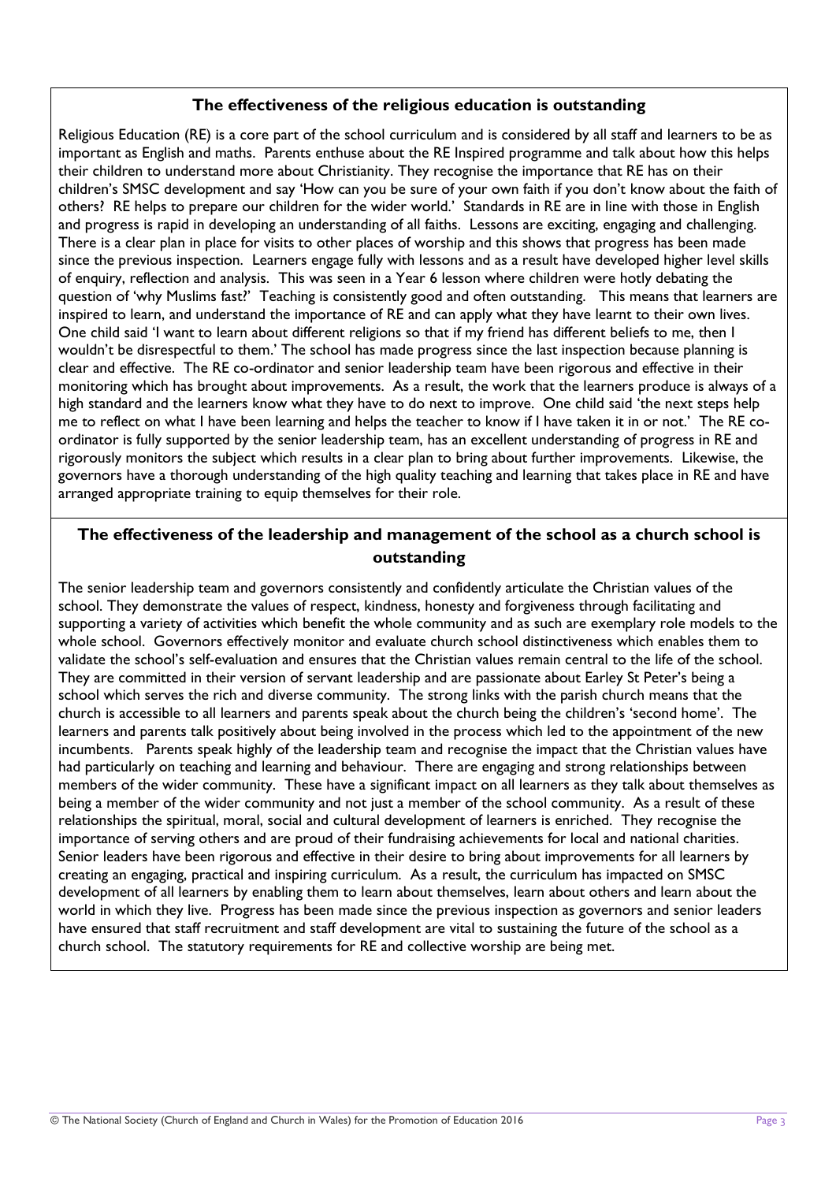## The effectiveness of the religious education is outstanding

Religious Education (RE) is a core part of the school curriculum and is considered by all staff and learners to be as important as English and maths. Parents enthuse about the RE Inspired programme and talk about how this helps their children to understand more about Christianity. They recognise the importance that RE has on their children's SMSC development and say 'How can you be sure of your own faith if you don't know about the faith of others? RE helps to prepare our children for the wider world.' Standards in RE are in line with those in English and progress is rapid in developing an understanding of all faiths. Lessons are exciting, engaging and challenging. There is a clear plan in place for visits to other places of worship and this shows that progress has been made since the previous inspection. Learners engage fully with lessons and as a result have developed higher level skills of enquiry, reflection and analysis. This was seen in a Year 6 lesson where children were hotly debating the question of 'why Muslims fast?' Teaching is consistently good and often outstanding. This means that learners are inspired to learn, and understand the importance of RE and can apply what they have learnt to their own lives. One child said 'I want to learn about different religions so that if my friend has different beliefs to me, then I wouldn't be disrespectful to them.' The school has made progress since the last inspection because planning is clear and effective. The RE co-ordinator and senior leadership team have been rigorous and effective in their monitoring which has brought about improvements. As a result, the work that the learners produce is always of a high standard and the learners know what they have to do next to improve. One child said 'the next steps help me to reflect on what I have been learning and helps the teacher to know if I have taken it in or not.' The RE co-ordinator is fully supported by the senior leadership team, has an excellent understanding of progress in RE and rigorously monitors the subject which results in a clear plan to bring about further improvements. Likewise, the governors have a thorough understanding of the high quality teaching and learning that takes place in RE and have arranged appropriate training to equip themselves for their role.

## The effectiveness of the leadership and management of the school as a church school is outstanding

The senior leadership team and governors consistently and confidently articulate the Christian values of the school. They demonstrate the values of respect, kindness, honesty and forgiveness through facilitating and supporting a variety of activities which benefit the whole community and as such are exemplary role models to the whole school. Governors effectively monitor and evaluate church school distinctiveness which enables them to validate the school's self-evaluation and ensures that the Christian values remain central to the life of the school. They are committed in their version of servant leadership and are passionate about Earley St Peter's being a school which serves the rich and diverse community. The strong links with the parish church means that the church is accessible to all learners and parents speak about the church being the children's 'second home'. The learners and parents talk positively about being involved in the process which led to the appointment of the new incumbents. Parents speak highly of the leadership team and recognise the impact that the Christian values have had particularly on teaching and learning and behaviour. There are engaging and strong relationships between members of the wider community. These have a significant impact on all learners as they talk about themselves as being a member of the wider community and not just a member of the school community. As a result of these relationships the spiritual, moral, social and cultural development of learners is enriched. They recognise the importance of serving others and are proud of their fundraising achievements for local and national charities. Senior leaders have been rigorous and effective in their desire to bring about improvements for all learners by creating an engaging, practical and inspiring curriculum. As a result, the curriculum has impacted on SMSC development of all learners by enabling them to learn about themselves, learn about others and learn about the world in which they live. Progress has been made since the previous inspection as governors and senior leaders have ensured that staff recruitment and staff development are vital to sustaining the future of the school as a church school. The statutory requirements for RE and collective worship are being met.

© The National Society (Church of England and Church in Wales) for the Promotion of Education 2016